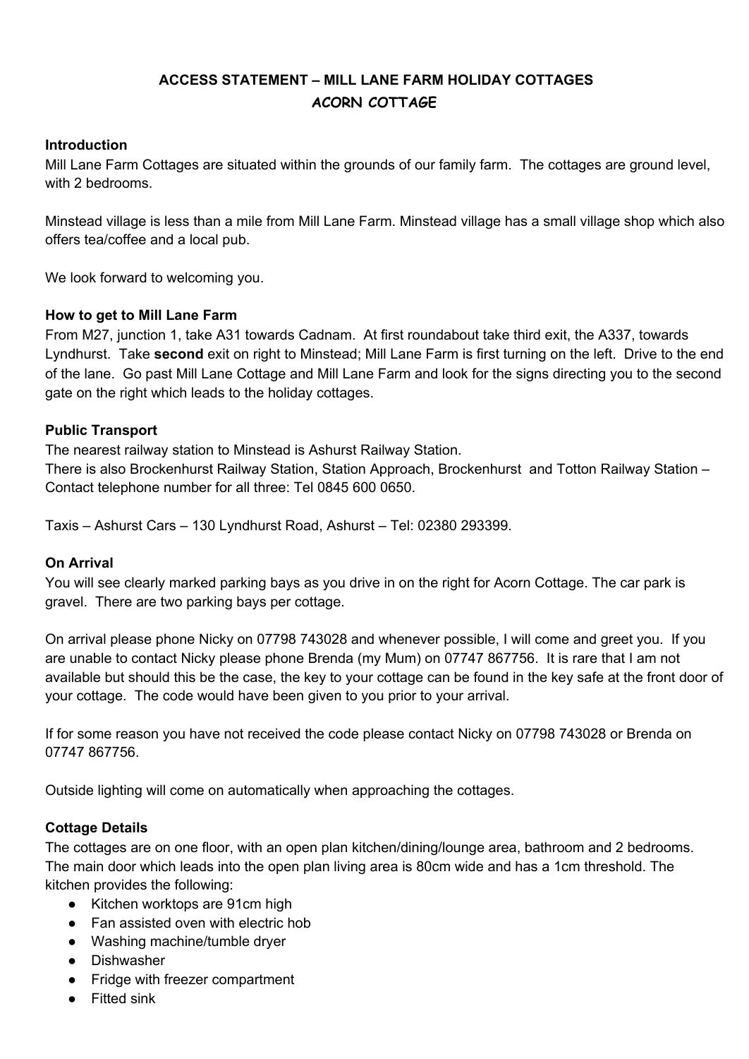# ACCESS STATEMENT – MILL LANE FARM HOLIDAY COTTAGES

## ACORN COTTAGE

### Introduction

Mill Lane Farm Cottages are situated within the grounds of our family farm. The cottages are ground level, with 2 bedrooms.

Minstead village is less than a mile from Mill Lane Farm. Minstead village has a small village shop which also offers tea/coffee and a local pub.

We look forward to welcoming you.

### How to get to Mill Lane Farm

From M27, junction 1, take A31 towards Cadnam. At first roundabout take third exit, the A337, towards Lyndhurst. Take **second** exit on right to Minstead; Mill Lane Farm is first turning on the left. Drive to the end of the lane. Go past Mill Lane Cottage and Mill Lane Farm and look for the signs directing you to the second gate on the right which leads to the holiday cottages.

### Public Transport

The nearest railway station to Minstead is Ashurst Railway Station.
There is also Brockenhurst Railway Station, Station Approach, Brockenhurst and Totton Railway Station – Contact telephone number for all three: Tel 0845 600 0650.

Taxis – Ashurst Cars – 130 Lyndhurst Road, Ashurst – Tel: 02380 293399.

### On Arrival

You will see clearly marked parking bays as you drive in on the right for Acorn Cottage. The car park is gravel. There are two parking bays per cottage.

On arrival please phone Nicky on 07798 743028 and whenever possible, I will come and greet you. If you are unable to contact Nicky please phone Brenda (my Mum) on 07747 867756. It is rare that I am not available but should this be the case, the key to your cottage can be found in the key safe at the front door of your cottage. The code would have been given to you prior to your arrival.

If for some reason you have not received the code please contact Nicky on 07798 743028 or Brenda on 07747 867756.

Outside lighting will come on automatically when approaching the cottages.

### Cottage Details

The cottages are on one floor, with an open plan kitchen/dining/lounge area, bathroom and 2 bedrooms. The main door which leads into the open plan living area is 80cm wide and has a 1cm threshold. The kitchen provides the following:

- Kitchen worktops are 91cm high
- Fan assisted oven with electric hob
- Washing machine/tumble dryer
- Dishwasher
- Fridge with freezer compartment
- Fitted sink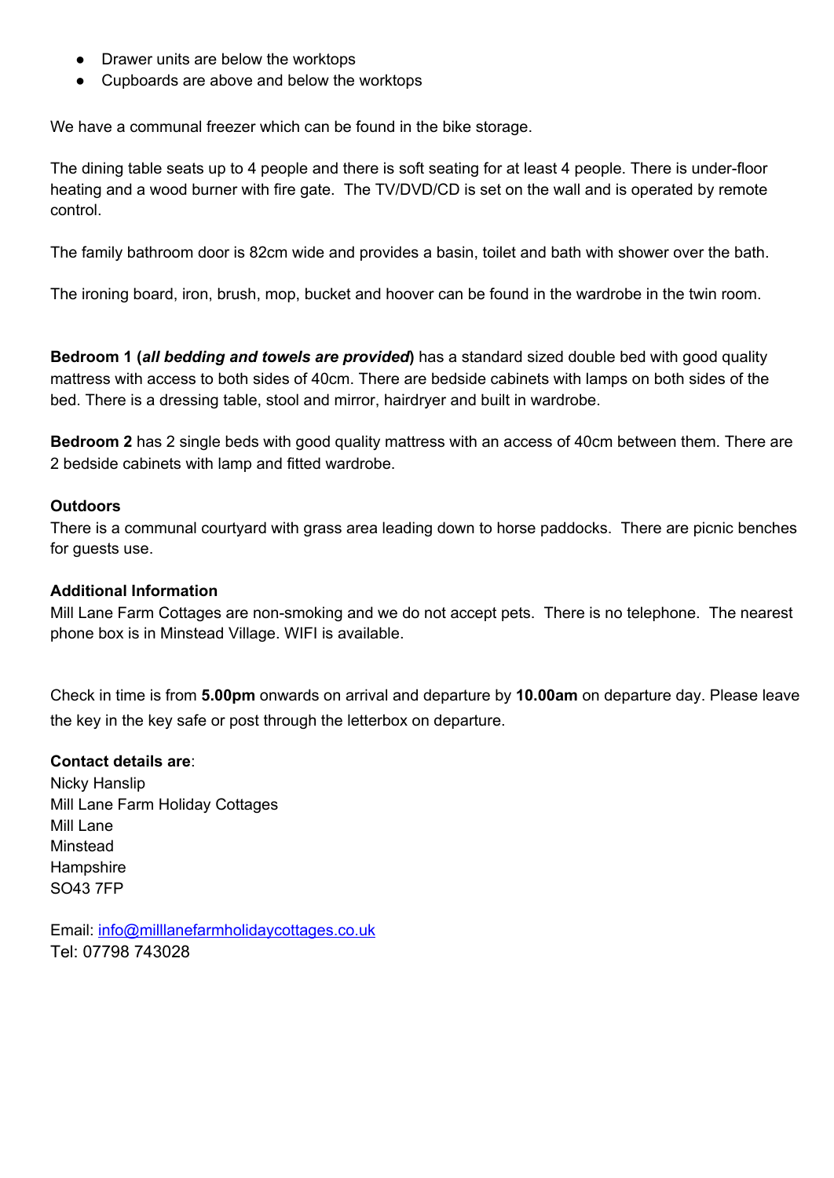- Drawer units are below the worktops
- Cupboards are above and below the worktops

We have a communal freezer which can be found in the bike storage.

The dining table seats up to 4 people and there is soft seating for at least 4 people. There is under-floor heating and a wood burner with fire gate. The TV/DVD/CD is set on the wall and is operated by remote control.

The family bathroom door is 82cm wide and provides a basin, toilet and bath with shower over the bath.

The ironing board, iron, brush, mop, bucket and hoover can be found in the wardrobe in the twin room.

**Bedroom 1 (*all bedding and towels are provided*)** has a standard sized double bed with good quality mattress with access to both sides of 40cm. There are bedside cabinets with lamps on both sides of the bed. There is a dressing table, stool and mirror, hairdryer and built in wardrobe.

**Bedroom 2** has 2 single beds with good quality mattress with an access of 40cm between them. There are 2 bedside cabinets with lamp and fitted wardrobe.

**Outdoors**
There is a communal courtyard with grass area leading down to horse paddocks. There are picnic benches for guests use.

**Additional Information**
Mill Lane Farm Cottages are non-smoking and we do not accept pets. There is no telephone. The nearest phone box is in Minstead Village. WIFI is available.

Check in time is from **5.00pm** onwards on arrival and departure by **10.00am** on departure day. Please leave the key in the key safe or post through the letterbox on departure.

**Contact details are**:
Nicky Hanslip
Mill Lane Farm Holiday Cottages
Mill Lane
Minstead
Hampshire
SO43 7FP

Email: info@milllanefarmholidaycottages.co.uk
Tel: 07798 743028